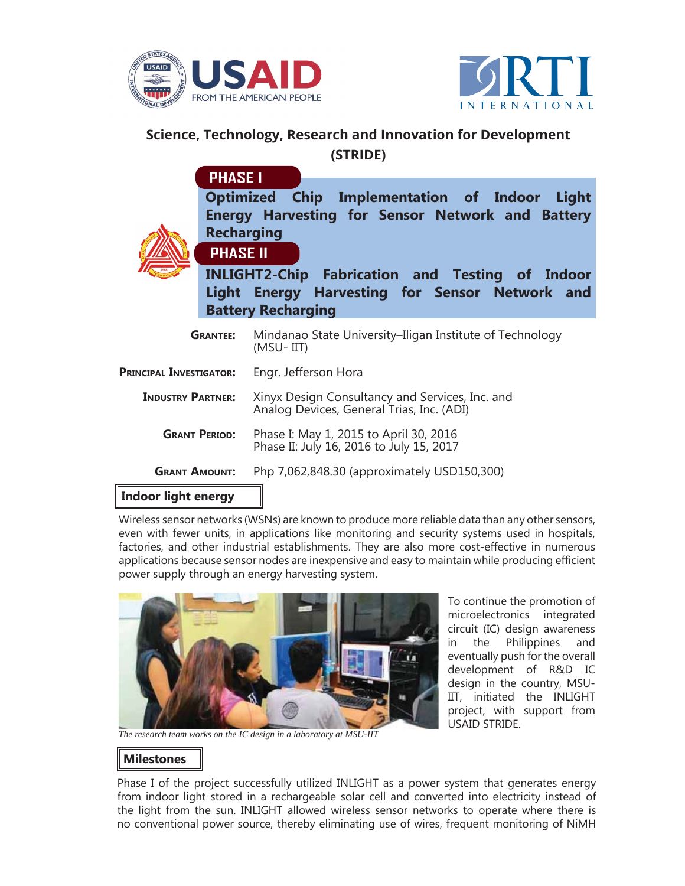## Science, Technology, Research and Innovation for Development (STRIDE)

**PHASE I**

**Optimized Chip Implementation of Indoor Light Energy Harvesting for Sensor Network and Battery Recharging**

**PHASE II**

**INLIGHT2-Chip Fabrication and Testing of Indoor Light Energy Harvesting for Sensor Network and Battery Recharging**

**GRANTEE:** Mindanao State University–Iligan Institute of Technology (MSU- IIT)

**PRINCIPAL INVESTIGATOR:** Engr. Jefferson Hora

**INDUSTRY PARTNER:** Xinyx Design Consultancy and Services, Inc. and Analog Devices, General Trias, Inc. (ADI)

**GRANT PERIOD:** Phase I: May 1, 2015 to April 30, 2016
Phase II: July 16, 2016 to July 15, 2017

**GRANT AMOUNT:** Php 7,062,848.30 (approximately USD150,300)

### Indoor light energy

Wireless sensor networks (WSNs) are known to produce more reliable data than any other sensors, even with fewer units, in applications like monitoring and security systems used in hospitals, factories, and other industrial establishments. They are also more cost-effective in numerous applications because sensor nodes are inexpensive and easy to maintain while producing efficient power supply through an energy harvesting system.

*The research team works on the IC design in a laboratory at MSU-IIT*

To continue the promotion of microelectronics integrated circuit (IC) design awareness in the Philippines and eventually push for the overall development of R&D IC design in the country, MSU-IIT, initiated the INLIGHT project, with support from USAID STRIDE.

### Milestones

Phase I of the project successfully utilized INLIGHT as a power system that generates energy from indoor light stored in a rechargeable solar cell and converted into electricity instead of the light from the sun. INLIGHT allowed wireless sensor networks to operate where there is no conventional power source, thereby eliminating use of wires, frequent monitoring of NiMH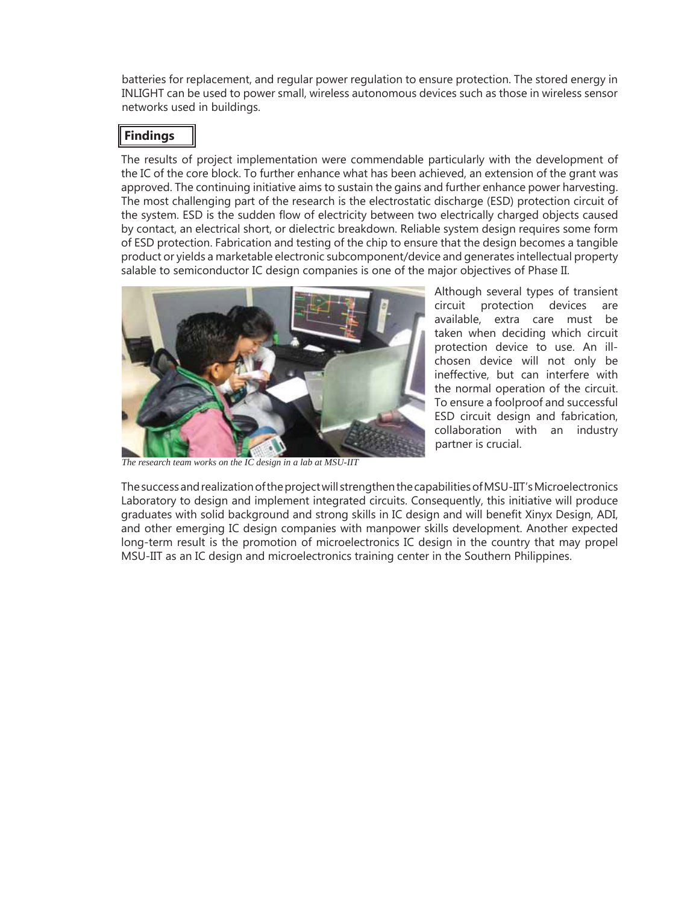batteries for replacement, and regular power regulation to ensure protection. The stored energy in INLIGHT can be used to power small, wireless autonomous devices such as those in wireless sensor networks used in buildings.

## Findings

The results of project implementation were commendable particularly with the development of the IC of the core block. To further enhance what has been achieved, an extension of the grant was approved. The continuing initiative aims to sustain the gains and further enhance power harvesting. The most challenging part of the research is the electrostatic discharge (ESD) protection circuit of the system. ESD is the sudden flow of electricity between two electrically charged objects caused by contact, an electrical short, or dielectric breakdown. Reliable system design requires some form of ESD protection. Fabrication and testing of the chip to ensure that the design becomes a tangible product or yields a marketable electronic subcomponent/device and generates intellectual property salable to semiconductor IC design companies is one of the major objectives of Phase II.

Although several types of transient circuit protection devices are available, extra care must be taken when deciding which circuit protection device to use. An ill-chosen device will not only be ineffective, but can interfere with the normal operation of the circuit. To ensure a foolproof and successful ESD circuit design and fabrication, collaboration with an industry partner is crucial.

*The research team works on the IC design in a lab at MSU-IIT*

The success and realization of the project will strengthen the capabilities of MSU-IIT's Microelectronics Laboratory to design and implement integrated circuits. Consequently, this initiative will produce graduates with solid background and strong skills in IC design and will benefit Xinyx Design, ADI, and other emerging IC design companies with manpower skills development. Another expected long-term result is the promotion of microelectronics IC design in the country that may propel MSU-IIT as an IC design and microelectronics training center in the Southern Philippines.